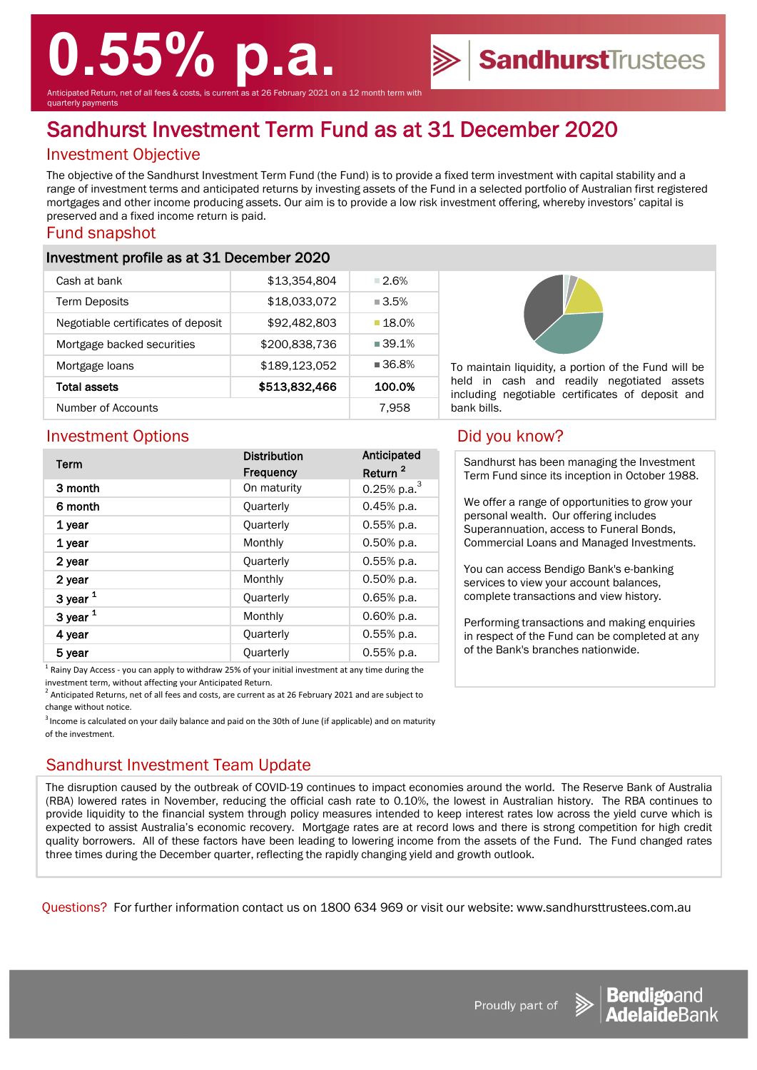# 0.55% p.a.

Anticipated Return, net of all fees & costs, is current as at 26 February 2021 on a 12 month term with quarterly payments

SandhurstTrustees

# Sandhurst Investment Term Fund as at 31 December 2020

## Investment Objective

The objective of the Sandhurst Investment Term Fund (the Fund) is to provide a fixed term investment with capital stability and a range of investment terms and anticipated returns by investing assets of the Fund in a selected portfolio of Australian first registered mortgages and other income producing assets. Our aim is to provide a low risk investment offering, whereby investors' capital is preserved and a fixed income return is paid.

## Fund snapshot

### Investment profile as at 31 December 2020

| | | |
|---|---|---|
| Cash at bank | $13,354,804 | 2.6% |
| Term Deposits | $18,033,072 | 3.5% |
| Negotiable certificates of deposit | $92,482,803 | 18.0% |
| Mortgage backed securities | $200,838,736 | 39.1% |
| Mortgage loans | $189,123,052 | 36.8% |
| **Total assets** | **$513,832,466** | **100.0%** |
| Number of Accounts | | 7,958 |

To maintain liquidity, a portion of the Fund will be held in cash and readily negotiated assets including negotiable certificates of deposit and bank bills.

## Investment Options

| Term | Distribution Frequency | Anticipated Return [2] |
|---|---|---|
| 3 month | On maturity | 0.25% p.a.[3] |
| 6 month | Quarterly | 0.45% p.a. |
| 1 year | Quarterly | 0.55% p.a. |
| 1 year | Monthly | 0.50% p.a. |
| 2 year | Quarterly | 0.55% p.a. |
| 2 year | Monthly | 0.50% p.a. |
| 3 year [1] | Quarterly | 0.65% p.a. |
| 3 year [1] | Monthly | 0.60% p.a. |
| 4 year | Quarterly | 0.55% p.a. |
| 5 year | Quarterly | 0.55% p.a. |

[1] Rainy Day Access - you can apply to withdraw 25% of your initial investment at any time during the investment term, without affecting your Anticipated Return.

[2] Anticipated Returns, net of all fees and costs, are current as at 26 February 2021 and are subject to change without notice.

[3] Income is calculated on your daily balance and paid on the 30th of June (if applicable) and on maturity of the investment.

## Did you know?

Sandhurst has been managing the Investment Term Fund since its inception in October 1988.

We offer a range of opportunities to grow your personal wealth. Our offering includes Superannuation, access to Funeral Bonds, Commercial Loans and Managed Investments.

You can access Bendigo Bank's e-banking services to view your account balances, complete transactions and view history.

Performing transactions and making enquiries in respect of the Fund can be completed at any of the Bank's branches nationwide.

## Sandhurst Investment Team Update

The disruption caused by the outbreak of COVID-19 continues to impact economies around the world. The Reserve Bank of Australia (RBA) lowered rates in November, reducing the official cash rate to 0.10%, the lowest in Australian history. The RBA continues to provide liquidity to the financial system through policy measures intended to keep interest rates low across the yield curve which is expected to assist Australia's economic recovery. Mortgage rates are at record lows and there is strong competition for high credit quality borrowers. All of these factors have been leading to lowering income from the assets of the Fund. The Fund changed rates three times during the December quarter, reflecting the rapidly changing yield and growth outlook.

Questions? For further information contact us on 1800 634 969 or visit our website: www.sandhursttrustees.com.au

Proudly part of Bendigo and Adelaide Bank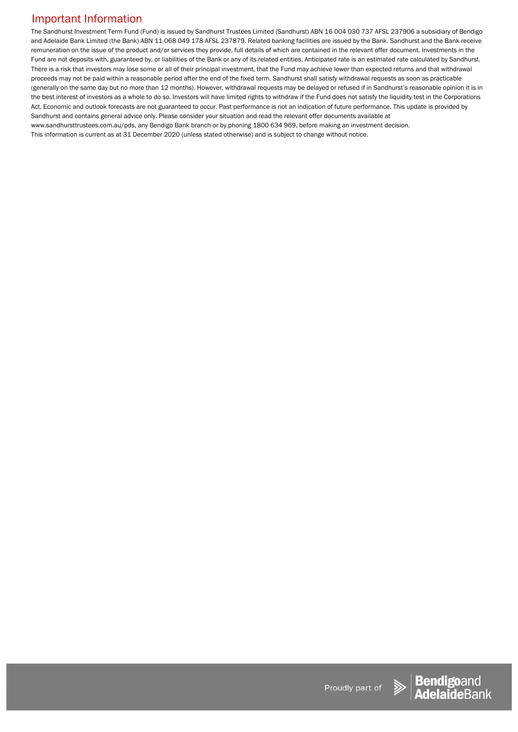## Important Information

The Sandhurst Investment Term Fund (Fund) is issued by Sandhurst Trustees Limited (Sandhurst) ABN 16 004 030 737 AFSL 237906 a subsidiary of Bendigo and Adelaide Bank Limited (the Bank) ABN 11 068 049 178 AFSL 237879. Related banking facilities are issued by the Bank. Sandhurst and the Bank receive remuneration on the issue of the product and/or services they provide, full details of which are contained in the relevant offer document. Investments in the Fund are not deposits with, guaranteed by, or liabilities of the Bank or any of its related entities. Anticipated rate is an estimated rate calculated by Sandhurst. There is a risk that investors may lose some or all of their principal investment, that the Fund may achieve lower than expected returns and that withdrawal proceeds may not be paid within a reasonable period after the end of the fixed term. Sandhurst shall satisfy withdrawal requests as soon as practicable (generally on the same day but no more than 12 months). However, withdrawal requests may be delayed or refused if in Sandhurst's reasonable opinion it is in the best interest of investors as a whole to do so. Investors will have limited rights to withdraw if the Fund does not satisfy the liquidity test in the Corporations Act. Economic and outlook forecasts are not guaranteed to occur. Past performance is not an indication of future performance. This update is provided by Sandhurst and contains general advice only. Please consider your situation and read the relevant offer documents available at www.sandhursttrustees.com.au/pds, any Bendigo Bank branch or by phoning 1800 634 969, before making an investment decision.
This information is current as at 31 December 2020 (unless stated otherwise) and is subject to change without notice.

Proudly part of Bendigo and Adelaide Bank